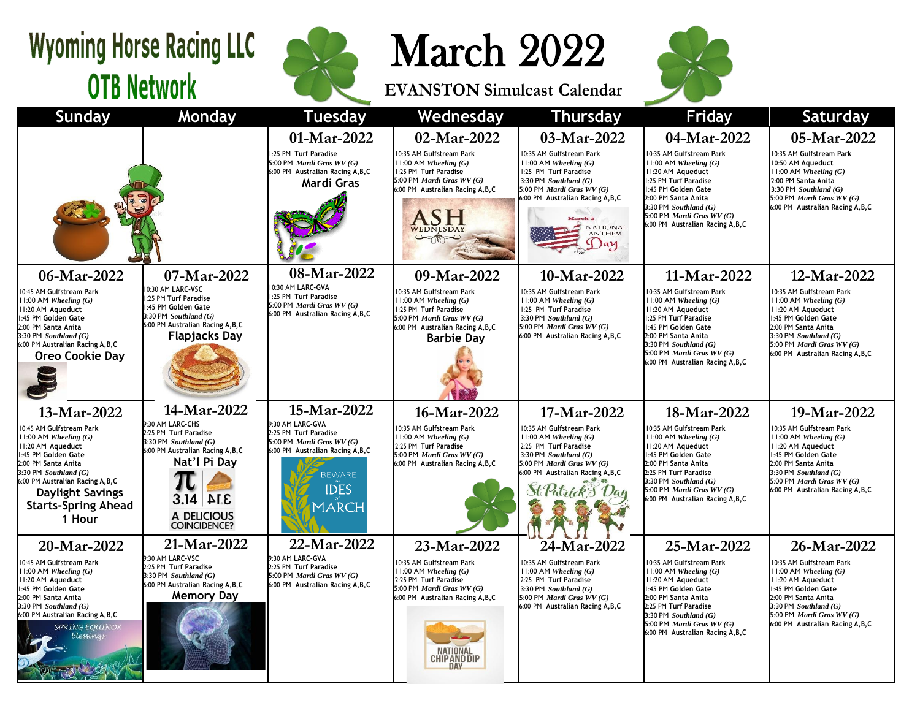# Wyoming Horse Racing LLC OTB Network

# March 2022

## EVANSTON Simulcast Calendar

| Sunday | Monday | Tuesday | Wednesday | Thursday | Friday | Saturday |
|---|---|---|---|---|---|---|
| | | **01-Mar-2022**<br>1:25 PM Turf Paradise<br>5:00 PM *Mardi Gras WV (G)*<br>6:00 PM Australian Racing A,B,C<br>**Mardi Gras** | **02-Mar-2022**<br>10:35 AM Gulfstream Park<br>11:00 AM *Wheeling (G)*<br>1:25 PM Turf Paradise<br>5:00 PM *Mardi Gras WV (G)*<br>6:00 PM Australian Racing A,B,C<br>ASH WEDNESDAY | **03-Mar-2022**<br>10:35 AM Gulfstream Park<br>11:00 AM *Wheeling (G)*<br>1:25 PM Turf Paradise<br>3:30 PM *Southland (G)*<br>5:00 PM *Mardi Gras WV (G)*<br>6:00 PM Australian Racing A,B,C<br>March 3 National Anthem Day | **04-Mar-2022**<br>10:35 AM Gulfstream Park<br>11:00 AM *Wheeling (G)*<br>11:20 AM Aqueduct<br>1:25 PM Turf Paradise<br>1:45 PM Golden Gate<br>2:00 PM Santa Anita<br>3:30 PM *Southland (G)*<br>5:00 PM *Mardi Gras WV (G)*<br>6:00 PM Australian Racing A,B,C | **05-Mar-2022**<br>10:35 AM Gulfstream Park<br>10:50 AM Aqueduct<br>11:00 AM *Wheeling (G)*<br>2:00 PM Santa Anita<br>3:30 PM *Southland (G)*<br>5:00 PM *Mardi Gras WV (G)*<br>6:00 PM Australian Racing A,B,C |
| **06-Mar-2022**<br>10:45 AM Gulfstream Park<br>11:00 AM *Wheeling (G)*<br>11:20 AM Aqueduct<br>1:45 PM Golden Gate<br>2:00 PM Santa Anita<br>3:30 PM *Southland (G)*<br>6:00 PM Australian Racing A,B,C<br>**Oreo Cookie Day** | **07-Mar-2022**<br>10:30 AM LARC-VSC<br>1:25 PM Turf Paradise<br>1:45 PM Golden Gate<br>3:30 PM *Southland (G)*<br>6:00 PM Australian Racing A,B,C<br>**Flapjacks Day** | **08-Mar-2022**<br>10:30 AM LARC-GVA<br>1:25 PM Turf Paradise<br>5:00 PM *Mardi Gras WV (G)*<br>6:00 PM Australian Racing A,B,C | **09-Mar-2022**<br>10:35 AM Gulfstream Park<br>11:00 AM *Wheeling (G)*<br>1:25 PM Turf Paradise<br>5:00 PM *Mardi Gras WV (G)*<br>6:00 PM Australian Racing A,B,C<br>**Barbie Day** | **10-Mar-2022**<br>10:35 AM Gulfstream Park<br>11:00 AM *Wheeling (G)*<br>1:25 PM Turf Paradise<br>3:30 PM *Southland (G)*<br>5:00 PM *Mardi Gras WV (G)*<br>6:00 PM Australian Racing A,B,C | **11-Mar-2022**<br>10:35 AM Gulfstream Park<br>11:00 AM *Wheeling (G)*<br>11:20 AM Aqueduct<br>1:25 PM Turf Paradise<br>1:45 PM Golden Gate<br>2:00 PM Santa Anita<br>3:30 PM *Southland (G)*<br>5:00 PM *Mardi Gras WV (G)*<br>6:00 PM Australian Racing A,B,C | **12-Mar-2022**<br>10:35 AM Gulfstream Park<br>11:00 AM *Wheeling (G)*<br>11:20 AM Aqueduct<br>1:45 PM Golden Gate<br>2:00 PM Santa Anita<br>3:30 PM *Southland (G)*<br>5:00 PM *Mardi Gras WV (G)*<br>6:00 PM Australian Racing A,B,C |
| **13-Mar-2022**<br>10:45 AM Gulfstream Park<br>11:00 AM *Wheeling (G)*<br>11:20 AM Aqueduct<br>1:45 PM Golden Gate<br>2:00 PM Santa Anita<br>3:30 PM *Southland (G)*<br>6:00 PM Australian Racing A,B,C<br>**Daylight Savings Starts-Spring Ahead 1 Hour** | **14-Mar-2022**<br>9:30 AM LARC-CHS<br>2:25 PM Turf Paradise<br>3:30 PM *Southland (G)*<br>6:00 PM Australian Racing A,B,C<br>**Nat'l Pi Day**<br>3.14 PIE A DELICIOUS COINCIDENCE? | **15-Mar-2022**<br>9:30 AM LARC-GVA<br>2:25 PM Turf Paradise<br>5:00 PM *Mardi Gras WV (G)*<br>6:00 PM Australian Racing A,B,C<br>BEWARE the IDES of MARCH | **16-Mar-2022**<br>10:35 AM Gulfstream Park<br>11:00 AM *Wheeling (G)*<br>2:25 PM Turf Paradise<br>5:00 PM *Mardi Gras WV (G)*<br>6:00 PM Australian Racing A,B,C | **17-Mar-2022**<br>10:35 AM Gulfstream Park<br>11:00 AM *Wheeling (G)*<br>2:25 PM Turf Paradise<br>3:30 PM *Southland (G)*<br>5:00 PM *Mardi Gras WV (G)*<br>6:00 PM Australian Racing A,B,C<br>St Patrick's Day | **18-Mar-2022**<br>10:35 AM Gulfstream Park<br>11:00 AM *Wheeling (G)*<br>11:20 AM Aqueduct<br>1:45 PM Golden Gate<br>2:00 PM Santa Anita<br>2:25 PM Turf Paradise<br>3:30 PM *Southland (G)*<br>5:00 PM *Mardi Gras WV (G)*<br>6:00 PM Australian Racing A,B,C | **19-Mar-2022**<br>10:35 AM Gulfstream Park<br>11:00 AM *Wheeling (G)*<br>11:20 AM Aqueduct<br>1:45 PM Golden Gate<br>2:00 PM Santa Anita<br>3:30 PM *Southland (G)*<br>5:00 PM *Mardi Gras WV (G)*<br>6:00 PM Australian Racing A,B,C |
| **20-Mar-2022**<br>10:45 AM Gulfstream Park<br>11:00 AM *Wheeling (G)*<br>11:20 AM Aqueduct<br>1:45 PM Golden Gate<br>2:00 PM Santa Anita<br>3:30 PM *Southland (G)*<br>6:00 PM Australian Racing A,B,C<br>SPRING EQUINOX blessings | **21-Mar-2022**<br>9:30 AM LARC-VSC<br>2:25 PM Turf Paradise<br>3:30 PM *Southland (G)*<br>6:00 PM Australian Racing A,B,C<br>**Memory Day** | **22-Mar-2022**<br>9:30 AM LARC-GVA<br>2:25 PM Turf Paradise<br>5:00 PM *Mardi Gras WV (G)*<br>6:00 PM Australian Racing A,B,C | **23-Mar-2022**<br>10:35 AM Gulfstream Park<br>11:00 AM *Wheeling (G)*<br>2:25 PM Turf Paradise<br>5:00 PM *Mardi Gras WV (G)*<br>6:00 PM Australian Racing A,B,C<br>NATIONAL CHIP AND DIP DAY | **24-Mar-2022**<br>10:35 AM Gulfstream Park<br>11:00 AM *Wheeling (G)*<br>2:25 PM Turf Paradise<br>3:30 PM *Southland (G)*<br>5:00 PM *Mardi Gras WV (G)*<br>6:00 PM Australian Racing A,B,C | **25-Mar-2022**<br>10:35 AM Gulfstream Park<br>11:00 AM *Wheeling (G)*<br>11:20 AM Aqueduct<br>1:45 PM Golden Gate<br>2:00 PM Santa Anita<br>2:25 PM Turf Paradise<br>3:30 PM *Southland (G)*<br>5:00 PM *Mardi Gras WV (G)*<br>6:00 PM Australian Racing A,B,C | **26-Mar-2022**<br>10:35 AM Gulfstream Park<br>11:00 AM *Wheeling (G)*<br>11:20 AM Aqueduct<br>1:45 PM Golden Gate<br>2:00 PM Santa Anita<br>3:30 PM *Southland (G)*<br>5:00 PM *Mardi Gras WV (G)*<br>6:00 PM Australian Racing A,B,C |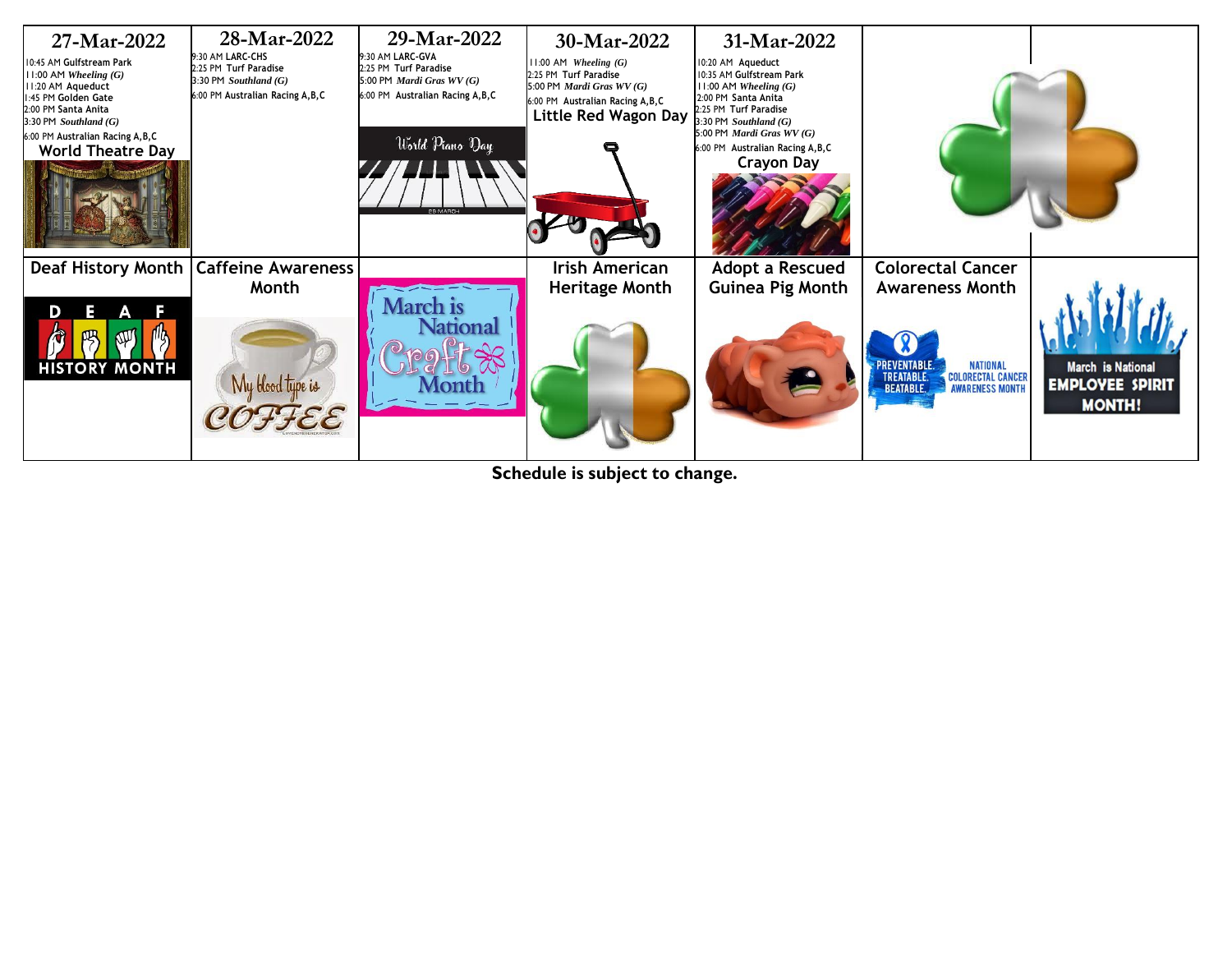| 27-Mar-2022 | 28-Mar-2022 | 29-Mar-2022 | 30-Mar-2022 | 31-Mar-2022 | | |
|---|---|---|---|---|---|---|
| 10:45 AM Gulfstream Park<br>11:00 AM *Wheeling (G)*<br>11:20 AM Aqueduct<br>1:45 PM Golden Gate<br>2:00 PM Santa Anita<br>3:30 PM *Southland (G)*<br>6:00 PM Australian Racing A,B,C<br>**World Theatre Day** | 9:30 AM LARC-CHS<br>2:25 PM Turf Paradise<br>3:30 PM *Southland (G)*<br>6:00 PM Australian Racing A,B,C | 9:30 AM LARC-GVA<br>2:25 PM Turf Paradise<br>5:00 PM *Mardi Gras WV (G)*<br>6:00 PM Australian Racing A,B,C<br>World Piano Day | 11:00 AM *Wheeling (G)*<br>2:25 PM Turf Paradise<br>5:00 PM *Mardi Gras WV (G)*<br>6:00 PM Australian Racing A,B,C<br>**Little Red Wagon Day** | 10:20 AM Aqueduct<br>10:35 AM Gulfstream Park<br>11:00 AM *Wheeling (G)*<br>2:00 PM Santa Anita<br>2:25 PM Turf Paradise<br>3:30 PM *Southland (G)*<br>5:00 PM *Mardi Gras WV (G)*<br>6:00 PM Australian Racing A,B,C<br>**Crayon Day** | | |
| **Deaf History Month** | **Caffeine Awareness Month** | March is National Craft Month | **Irish American Heritage Month** | **Adopt a Rescued Guinea Pig Month** | **Colorectal Cancer Awareness Month** | March is National EMPLOYEE SPIRIT MONTH! |

**Schedule is subject to change.**